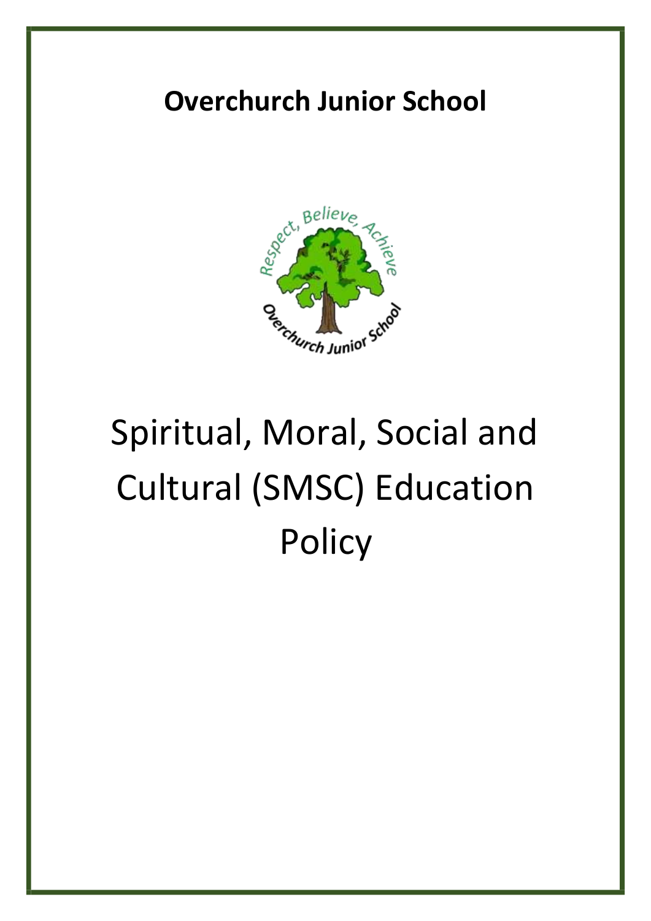**Overchurch Junior School**

# Spiritual, Moral, Social and Cultural (SMSC) Education Policy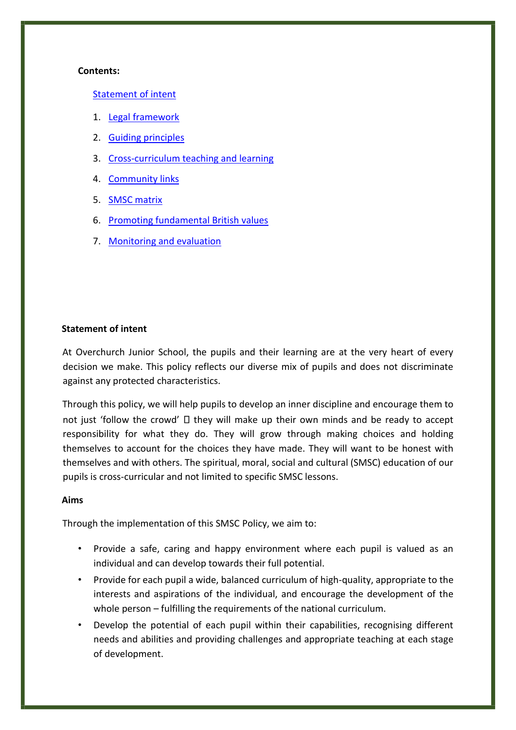**Contents:**

[Statement of intent]

1. [Legal framework]
2. [Guiding principles]
3. [Cross-curriculum teaching and learning]
4. [Community links]
5. [SMSC matrix]
6. [Promoting fundamental British values]
7. [Monitoring and evaluation]

## Statement of intent

At Overchurch Junior School, the pupils and their learning are at the very heart of every decision we make. This policy reflects our diverse mix of pupils and does not discriminate against any protected characteristics.

Through this policy, we will help pupils to develop an inner discipline and encourage them to not just 'follow the crowd'  they will make up their own minds and be ready to accept responsibility for what they do. They will grow through making choices and holding themselves to account for the choices they have made. They will want to be honest with themselves and with others. The spiritual, moral, social and cultural (SMSC) education of our pupils is cross-curricular and not limited to specific SMSC lessons.

### Aims

Through the implementation of this SMSC Policy, we aim to:

- Provide a safe, caring and happy environment where each pupil is valued as an individual and can develop towards their full potential.
- Provide for each pupil a wide, balanced curriculum of high-quality, appropriate to the interests and aspirations of the individual, and encourage the development of the whole person – fulfilling the requirements of the national curriculum.
- Develop the potential of each pupil within their capabilities, recognising different needs and abilities and providing challenges and appropriate teaching at each stage of development.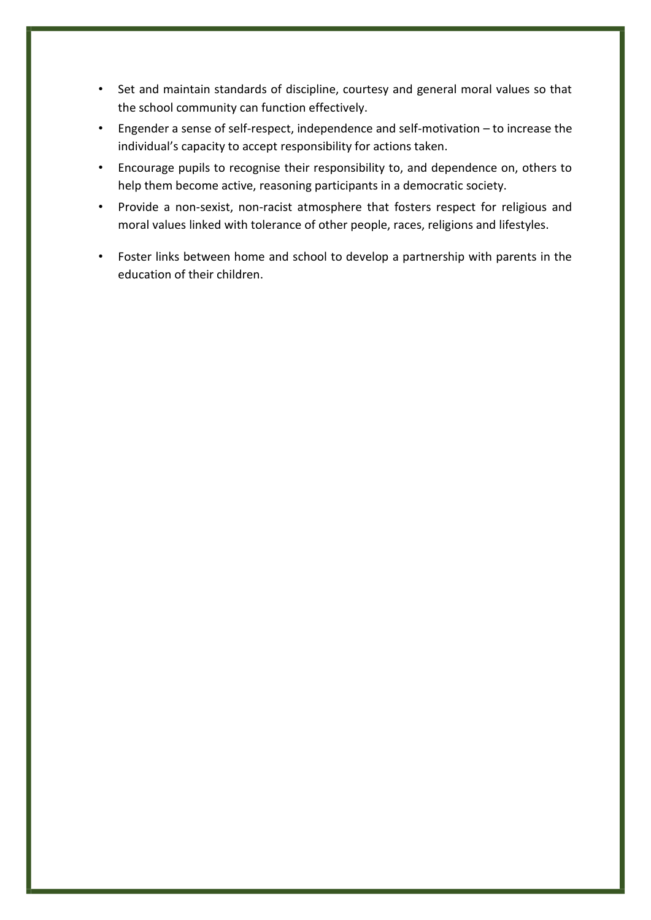- Set and maintain standards of discipline, courtesy and general moral values so that the school community can function effectively.
- Engender a sense of self-respect, independence and self-motivation – to increase the individual's capacity to accept responsibility for actions taken.
- Encourage pupils to recognise their responsibility to, and dependence on, others to help them become active, reasoning participants in a democratic society.
- Provide a non-sexist, non-racist atmosphere that fosters respect for religious and moral values linked with tolerance of other people, races, religions and lifestyles.
- Foster links between home and school to develop a partnership with parents in the education of their children.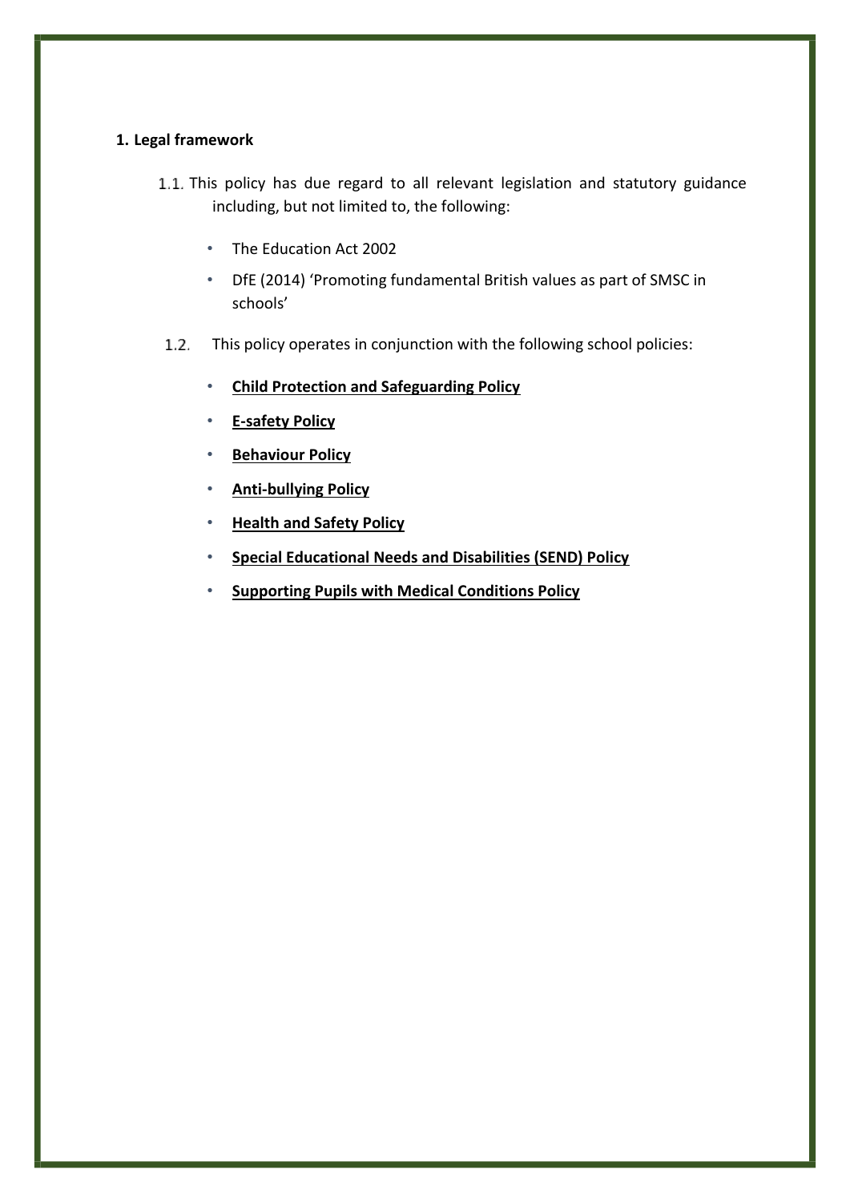## 1. Legal framework

1.1. This policy has due regard to all relevant legislation and statutory guidance including, but not limited to, the following:

- The Education Act 2002
- DfE (2014) 'Promoting fundamental British values as part of SMSC in schools'

1.2. This policy operates in conjunction with the following school policies:

- **Child Protection and Safeguarding Policy**
- **E-safety Policy**
- **Behaviour Policy**
- **Anti-bullying Policy**
- **Health and Safety Policy**
- **Special Educational Needs and Disabilities (SEND) Policy**
- **Supporting Pupils with Medical Conditions Policy**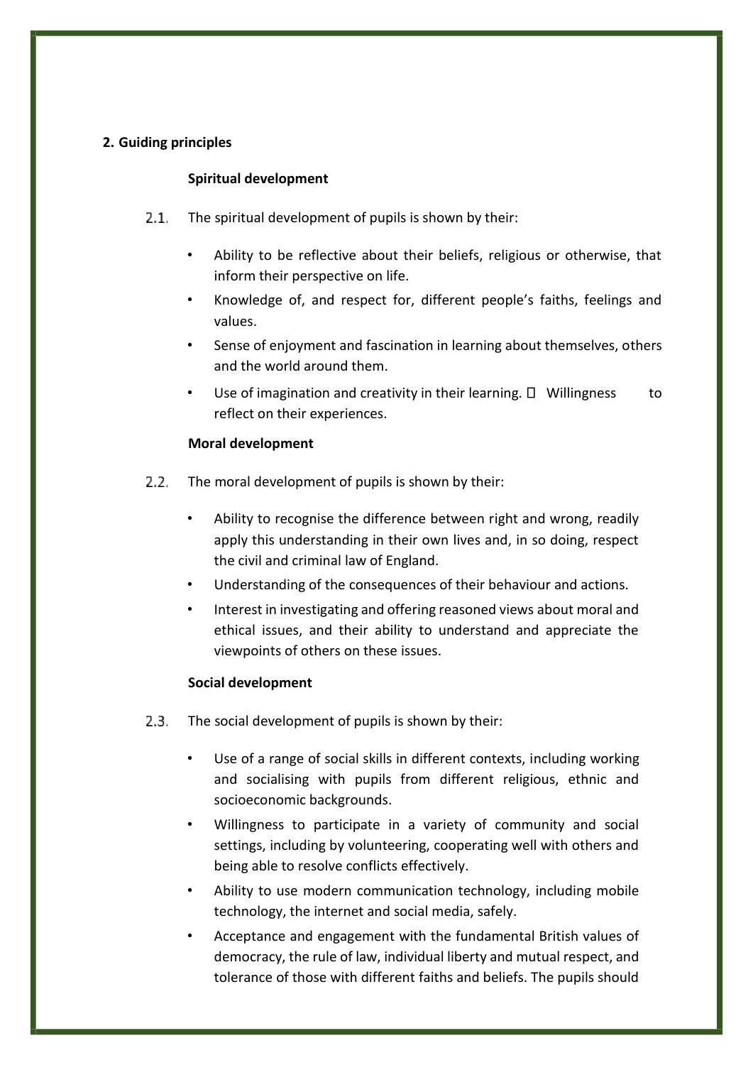## 2. Guiding principles

### Spiritual development

2.1. The spiritual development of pupils is shown by their:

- Ability to be reflective about their beliefs, religious or otherwise, that inform their perspective on life.
- Knowledge of, and respect for, different people's faiths, feelings and values.
- Sense of enjoyment and fascination in learning about themselves, others and the world around them.
- Use of imagination and creativity in their learning.  Willingness to reflect on their experiences.

### Moral development

2.2. The moral development of pupils is shown by their:

- Ability to recognise the difference between right and wrong, readily apply this understanding in their own lives and, in so doing, respect the civil and criminal law of England.
- Understanding of the consequences of their behaviour and actions.
- Interest in investigating and offering reasoned views about moral and ethical issues, and their ability to understand and appreciate the viewpoints of others on these issues.

### Social development

2.3. The social development of pupils is shown by their:

- Use of a range of social skills in different contexts, including working and socialising with pupils from different religious, ethnic and socioeconomic backgrounds.
- Willingness to participate in a variety of community and social settings, including by volunteering, cooperating well with others and being able to resolve conflicts effectively.
- Ability to use modern communication technology, including mobile technology, the internet and social media, safely.
- Acceptance and engagement with the fundamental British values of democracy, the rule of law, individual liberty and mutual respect, and tolerance of those with different faiths and beliefs. The pupils should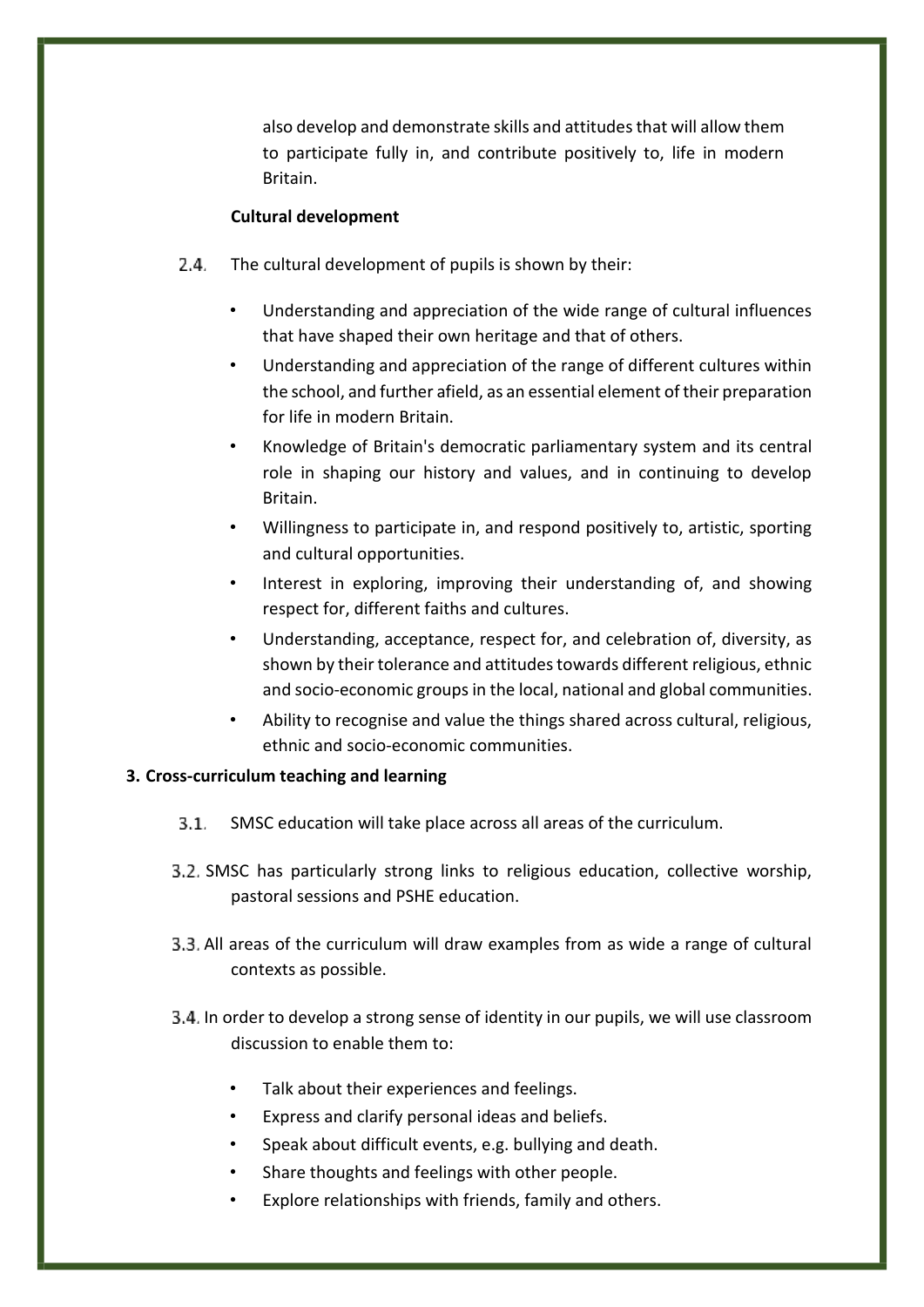also develop and demonstrate skills and attitudes that will allow them to participate fully in, and contribute positively to, life in modern Britain.

**Cultural development**

2.4. The cultural development of pupils is shown by their:

- Understanding and appreciation of the wide range of cultural influences that have shaped their own heritage and that of others.
- Understanding and appreciation of the range of different cultures within the school, and further afield, as an essential element of their preparation for life in modern Britain.
- Knowledge of Britain's democratic parliamentary system and its central role in shaping our history and values, and in continuing to develop Britain.
- Willingness to participate in, and respond positively to, artistic, sporting and cultural opportunities.
- Interest in exploring, improving their understanding of, and showing respect for, different faiths and cultures.
- Understanding, acceptance, respect for, and celebration of, diversity, as shown by their tolerance and attitudes towards different religious, ethnic and socio-economic groups in the local, national and global communities.
- Ability to recognise and value the things shared across cultural, religious, ethnic and socio-economic communities.

## 3. Cross-curriculum teaching and learning

3.1. SMSC education will take place across all areas of the curriculum.

3.2. SMSC has particularly strong links to religious education, collective worship, pastoral sessions and PSHE education.

3.3. All areas of the curriculum will draw examples from as wide a range of cultural contexts as possible.

3.4. In order to develop a strong sense of identity in our pupils, we will use classroom discussion to enable them to:

- Talk about their experiences and feelings.
- Express and clarify personal ideas and beliefs.
- Speak about difficult events, e.g. bullying and death.
- Share thoughts and feelings with other people.
- Explore relationships with friends, family and others.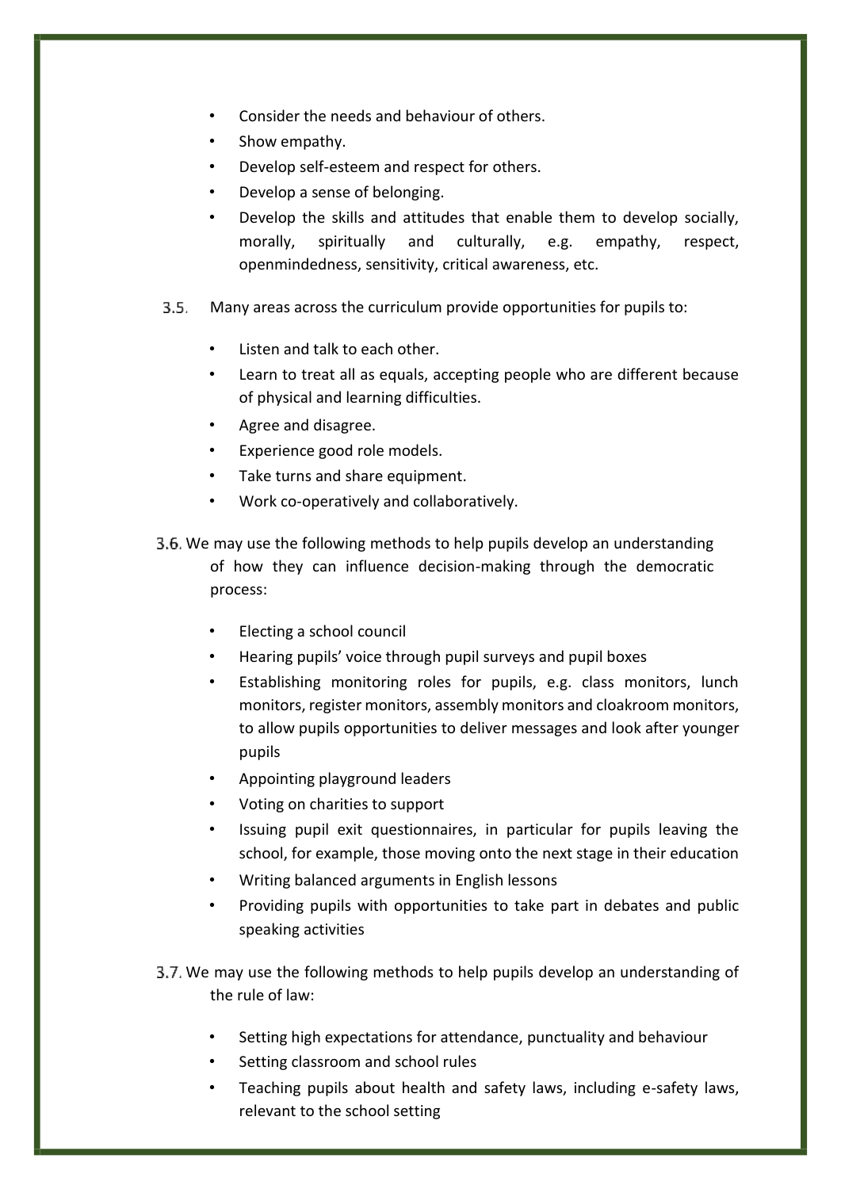- Consider the needs and behaviour of others.
- Show empathy.
- Develop self-esteem and respect for others.
- Develop a sense of belonging.
- Develop the skills and attitudes that enable them to develop socially, morally, spiritually and culturally, e.g. empathy, respect, openmindedness, sensitivity, critical awareness, etc.

3.5. Many areas across the curriculum provide opportunities for pupils to:

- Listen and talk to each other.
- Learn to treat all as equals, accepting people who are different because of physical and learning difficulties.
- Agree and disagree.
- Experience good role models.
- Take turns and share equipment.
- Work co-operatively and collaboratively.

3.6. We may use the following methods to help pupils develop an understanding of how they can influence decision-making through the democratic process:

- Electing a school council
- Hearing pupils' voice through pupil surveys and pupil boxes
- Establishing monitoring roles for pupils, e.g. class monitors, lunch monitors, register monitors, assembly monitors and cloakroom monitors, to allow pupils opportunities to deliver messages and look after younger pupils
- Appointing playground leaders
- Voting on charities to support
- Issuing pupil exit questionnaires, in particular for pupils leaving the school, for example, those moving onto the next stage in their education
- Writing balanced arguments in English lessons
- Providing pupils with opportunities to take part in debates and public speaking activities

3.7. We may use the following methods to help pupils develop an understanding of the rule of law:

- Setting high expectations for attendance, punctuality and behaviour
- Setting classroom and school rules
- Teaching pupils about health and safety laws, including e-safety laws, relevant to the school setting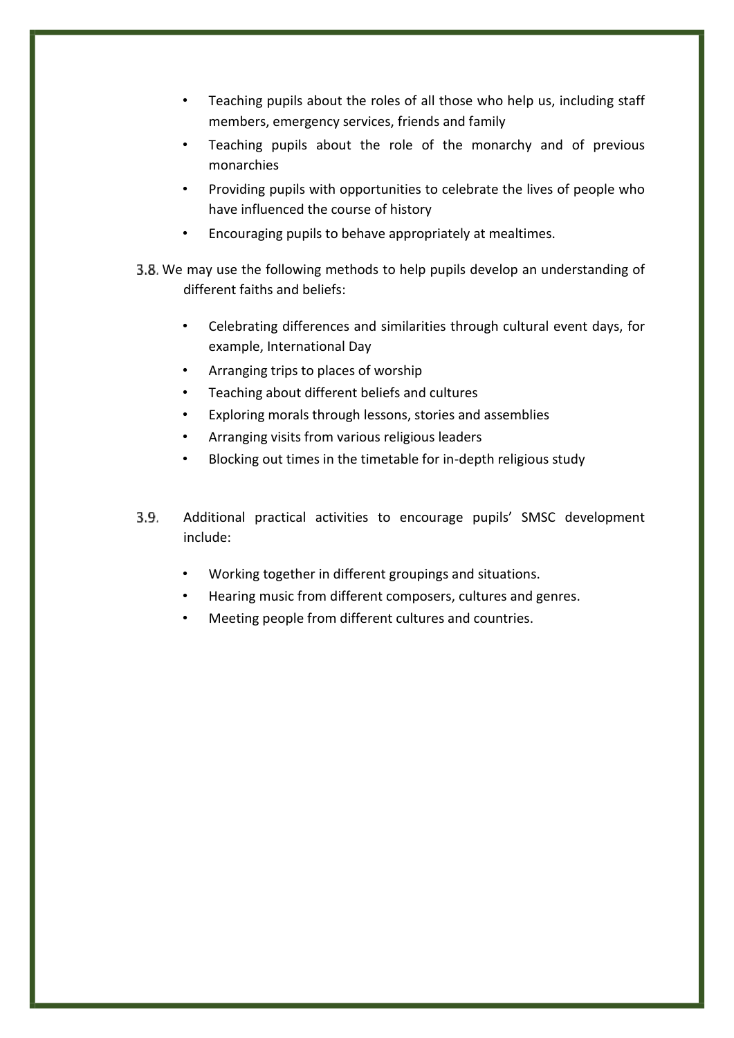- Teaching pupils about the roles of all those who help us, including staff members, emergency services, friends and family
- Teaching pupils about the role of the monarchy and of previous monarchies
- Providing pupils with opportunities to celebrate the lives of people who have influenced the course of history
- Encouraging pupils to behave appropriately at mealtimes.

3.8. We may use the following methods to help pupils develop an understanding of different faiths and beliefs:

- Celebrating differences and similarities through cultural event days, for example, International Day
- Arranging trips to places of worship
- Teaching about different beliefs and cultures
- Exploring morals through lessons, stories and assemblies
- Arranging visits from various religious leaders
- Blocking out times in the timetable for in-depth religious study

3.9. Additional practical activities to encourage pupils' SMSC development include:

- Working together in different groupings and situations.
- Hearing music from different composers, cultures and genres.
- Meeting people from different cultures and countries.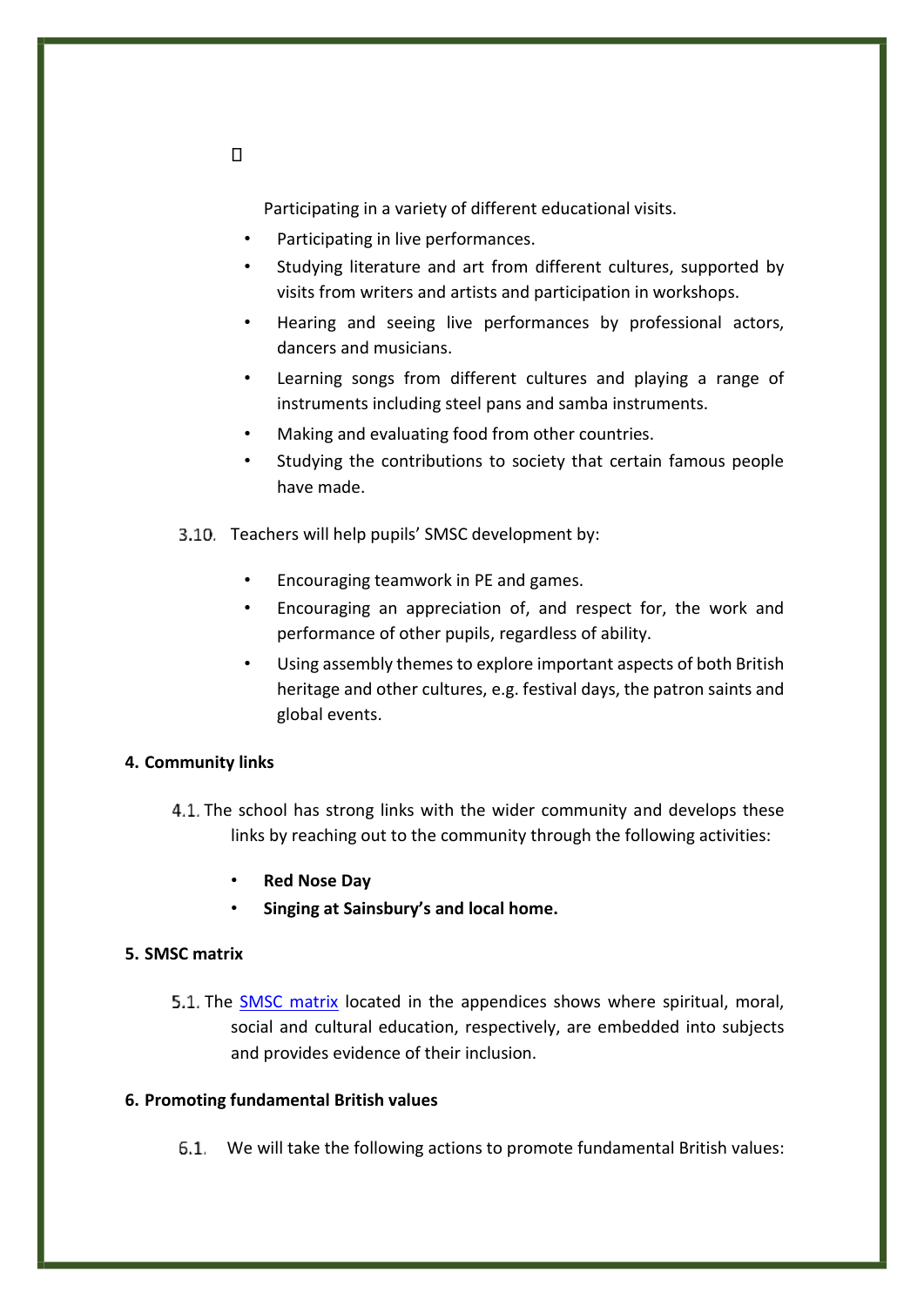- Participating in a variety of different educational visits.
- Participating in live performances.
- Studying literature and art from different cultures, supported by visits from writers and artists and participation in workshops.
- Hearing and seeing live performances by professional actors, dancers and musicians.
- Learning songs from different cultures and playing a range of instruments including steel pans and samba instruments.
- Making and evaluating food from other countries.
- Studying the contributions to society that certain famous people have made.

3.10. Teachers will help pupils' SMSC development by:

- Encouraging teamwork in PE and games.
- Encouraging an appreciation of, and respect for, the work and performance of other pupils, regardless of ability.
- Using assembly themes to explore important aspects of both British heritage and other cultures, e.g. festival days, the patron saints and global events.

**4. Community links**

4.1. The school has strong links with the wider community and develops these links by reaching out to the community through the following activities:

- **Red Nose Day**
- **Singing at Sainsbury's and local home.**

**5. SMSC matrix**

5.1. The SMSC matrix located in the appendices shows where spiritual, moral, social and cultural education, respectively, are embedded into subjects and provides evidence of their inclusion.

**6. Promoting fundamental British values**

6.1. We will take the following actions to promote fundamental British values: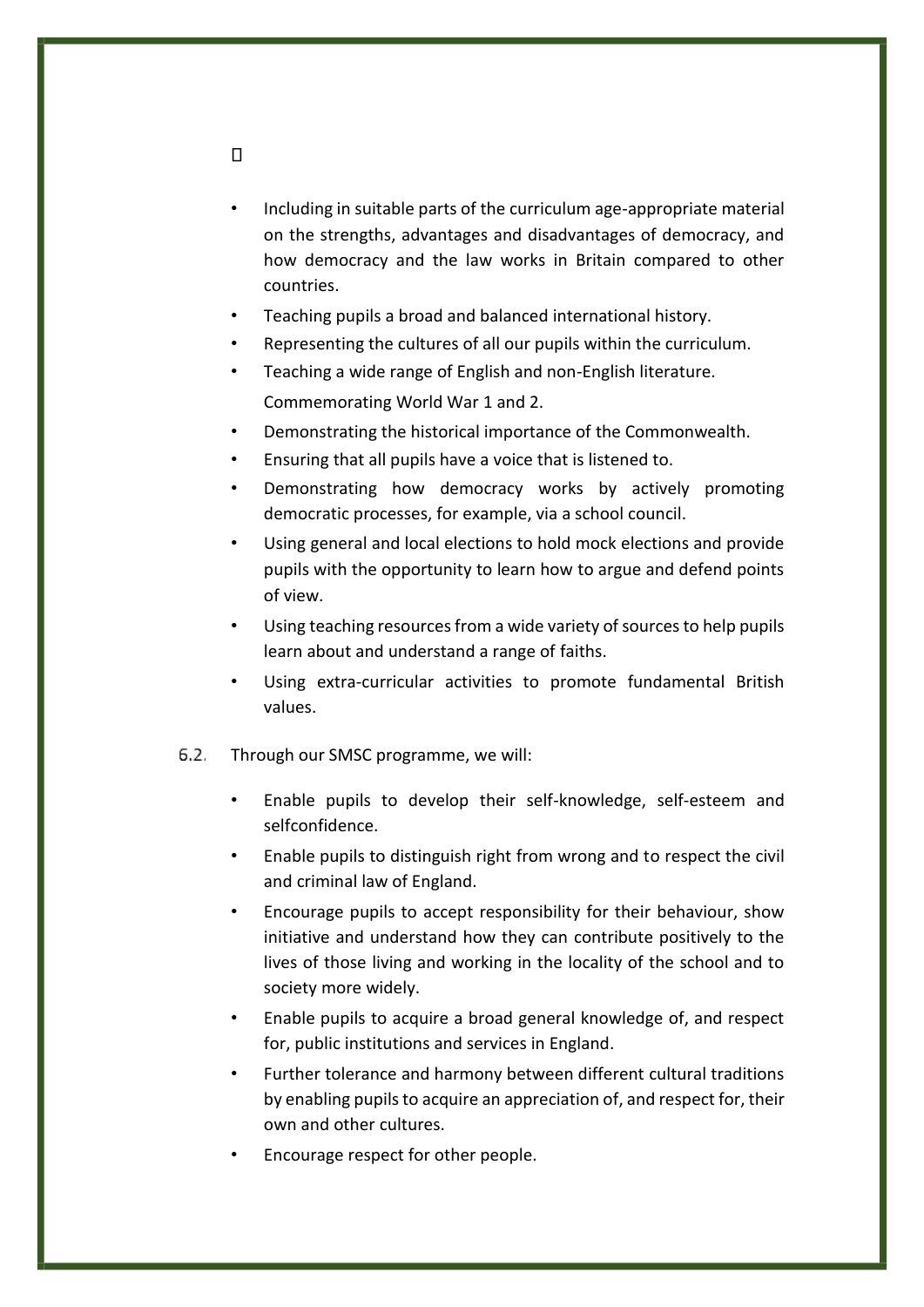- Including in suitable parts of the curriculum age-appropriate material on the strengths, advantages and disadvantages of democracy, and how democracy and the law works in Britain compared to other countries.
- Teaching pupils a broad and balanced international history.
- Representing the cultures of all our pupils within the curriculum.
- Teaching a wide range of English and non-English literature.
- Commemorating World War 1 and 2.
- Demonstrating the historical importance of the Commonwealth.
- Ensuring that all pupils have a voice that is listened to.
- Demonstrating how democracy works by actively promoting democratic processes, for example, via a school council.
- Using general and local elections to hold mock elections and provide pupils with the opportunity to learn how to argue and defend points of view.
- Using teaching resources from a wide variety of sources to help pupils learn about and understand a range of faiths.
- Using extra-curricular activities to promote fundamental British values.

6.2. Through our SMSC programme, we will:

- Enable pupils to develop their self-knowledge, self-esteem and selfconfidence.
- Enable pupils to distinguish right from wrong and to respect the civil and criminal law of England.
- Encourage pupils to accept responsibility for their behaviour, show initiative and understand how they can contribute positively to the lives of those living and working in the locality of the school and to society more widely.
- Enable pupils to acquire a broad general knowledge of, and respect for, public institutions and services in England.
- Further tolerance and harmony between different cultural traditions by enabling pupils to acquire an appreciation of, and respect for, their own and other cultures.
- Encourage respect for other people.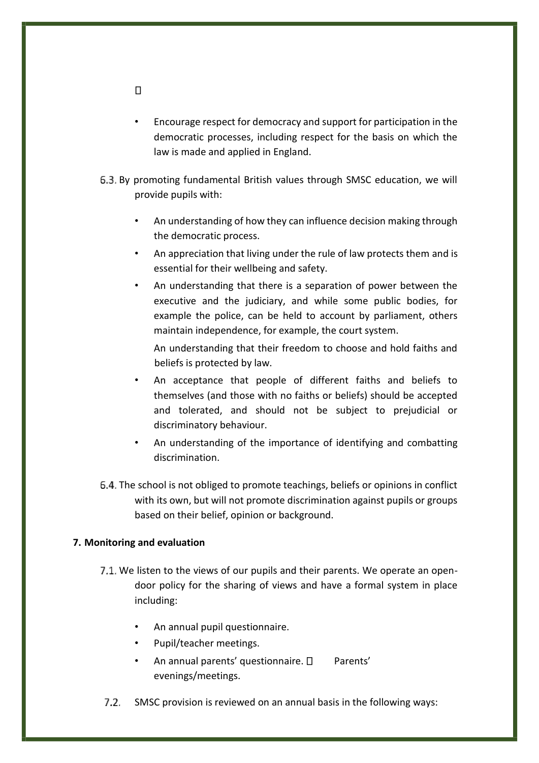- Encourage respect for democracy and support for participation in the democratic processes, including respect for the basis on which the law is made and applied in England.

6.3. By promoting fundamental British values through SMSC education, we will provide pupils with:

- An understanding of how they can influence decision making through the democratic process.
- An appreciation that living under the rule of law protects them and is essential for their wellbeing and safety.
- An understanding that there is a separation of power between the executive and the judiciary, and while some public bodies, for example the police, can be held to account by parliament, others maintain independence, for example, the court system.
- An understanding that their freedom to choose and hold faiths and beliefs is protected by law.
- An acceptance that people of different faiths and beliefs to themselves (and those with no faiths or beliefs) should be accepted and tolerated, and should not be subject to prejudicial or discriminatory behaviour.
- An understanding of the importance of identifying and combatting discrimination.

6.4. The school is not obliged to promote teachings, beliefs or opinions in conflict with its own, but will not promote discrimination against pupils or groups based on their belief, opinion or background.

**7. Monitoring and evaluation**

7.1. We listen to the views of our pupils and their parents. We operate an open-door policy for the sharing of views and have a formal system in place including:

- An annual pupil questionnaire.
- Pupil/teacher meetings.
- An annual parents' questionnaire.
- Parents' evenings/meetings.

7.2. SMSC provision is reviewed on an annual basis in the following ways: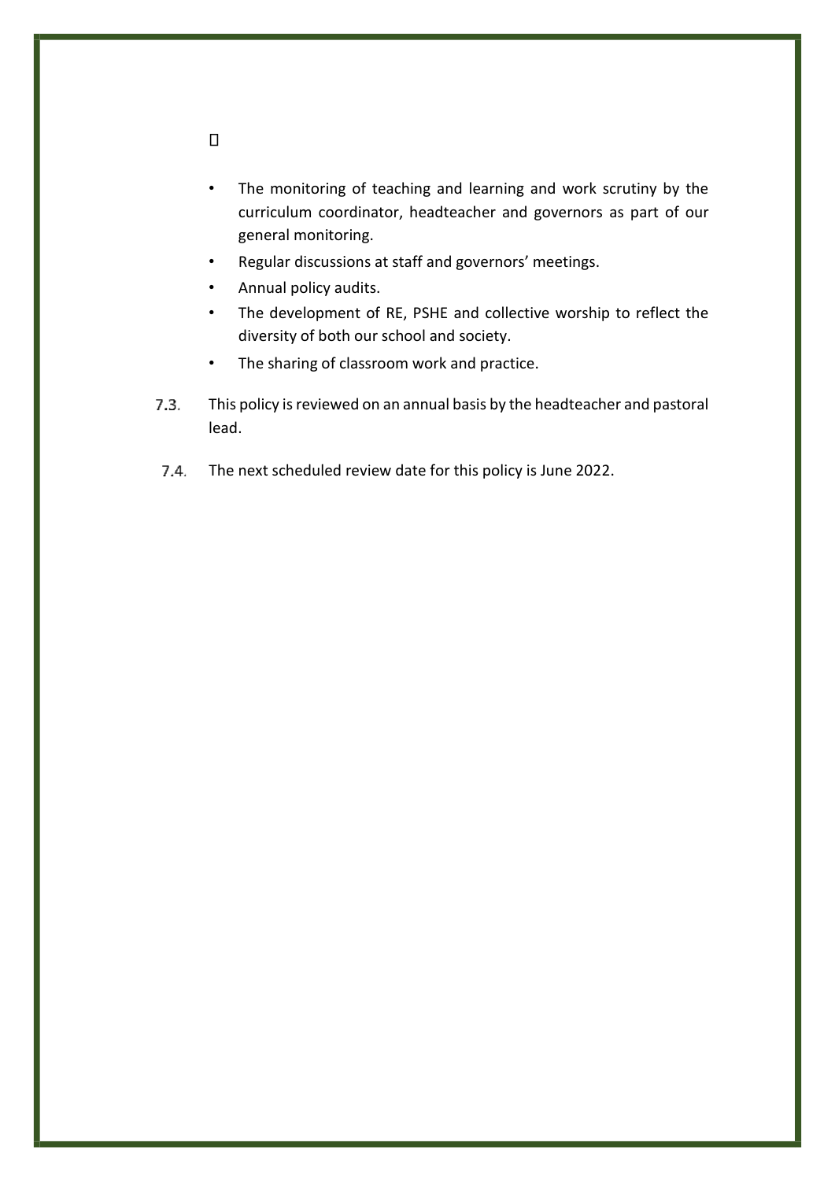- The monitoring of teaching and learning and work scrutiny by the curriculum coordinator, headteacher and governors as part of our general monitoring.
- Regular discussions at staff and governors' meetings.
- Annual policy audits.
- The development of RE, PSHE and collective worship to reflect the diversity of both our school and society.
- The sharing of classroom work and practice.

7.3. This policy is reviewed on an annual basis by the headteacher and pastoral lead.

7.4. The next scheduled review date for this policy is June 2022.